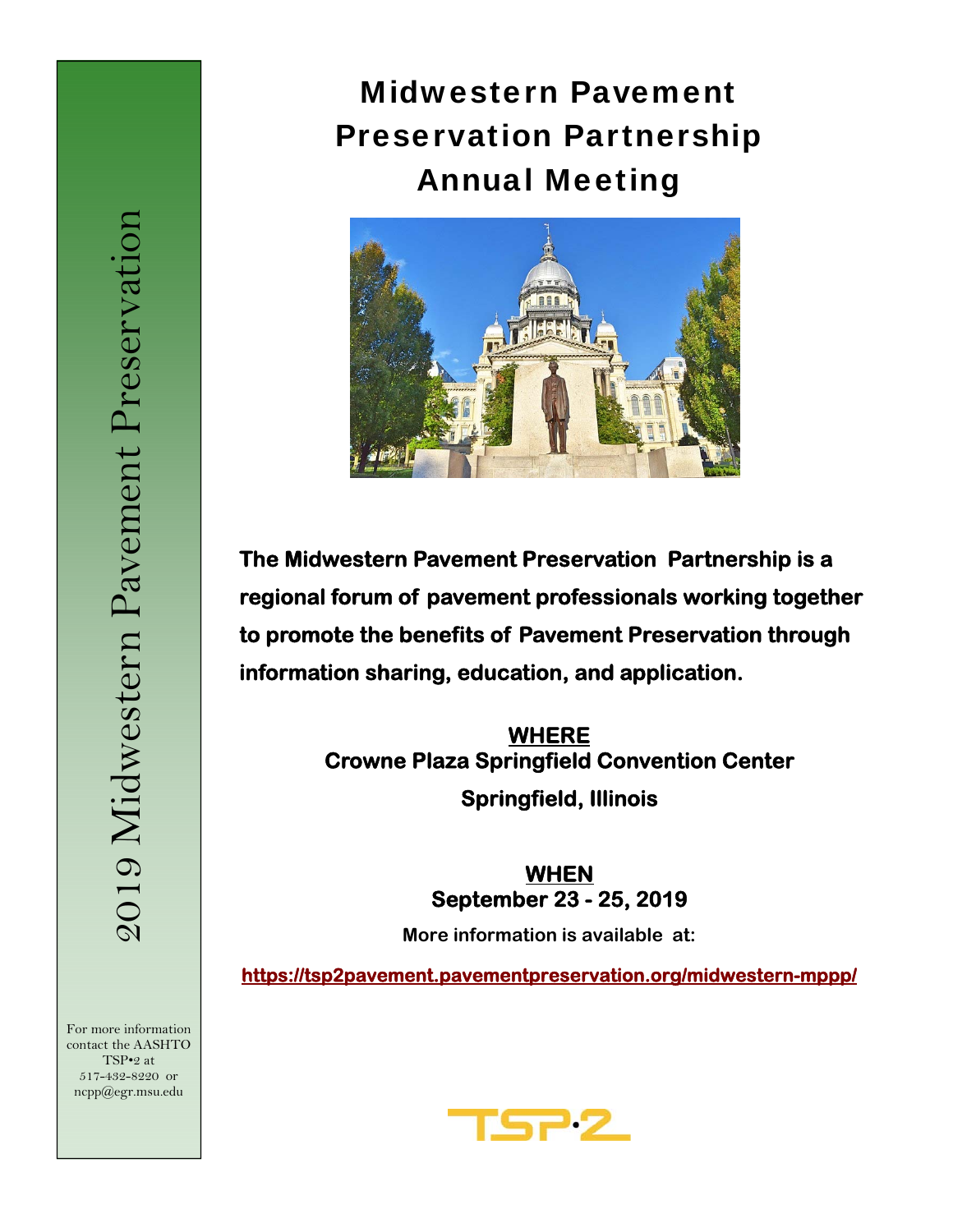# Midwestern Pavement Preservation Partnership Annual Meeting

2019 Midwestern Pavement Preservation

**The Midwestern Pavement Preservation Partnership is a regional forum of pavement professionals working together to promote the benefits of Pavement Preservation through information sharing, education, and application.**

**WHERE**
**Crowne Plaza Springfield Convention Center**
**Springfield, Illinois**

**WHEN**
**September 23 - 25, 2019**

**More information is available at:**

**https://tsp2pavement.pavementpreservation.org/midwestern-mppp/**

For more information contact the AASHTO TSP•2 at 517-432-8220 or ncpp@egr.msu.edu

TSP•2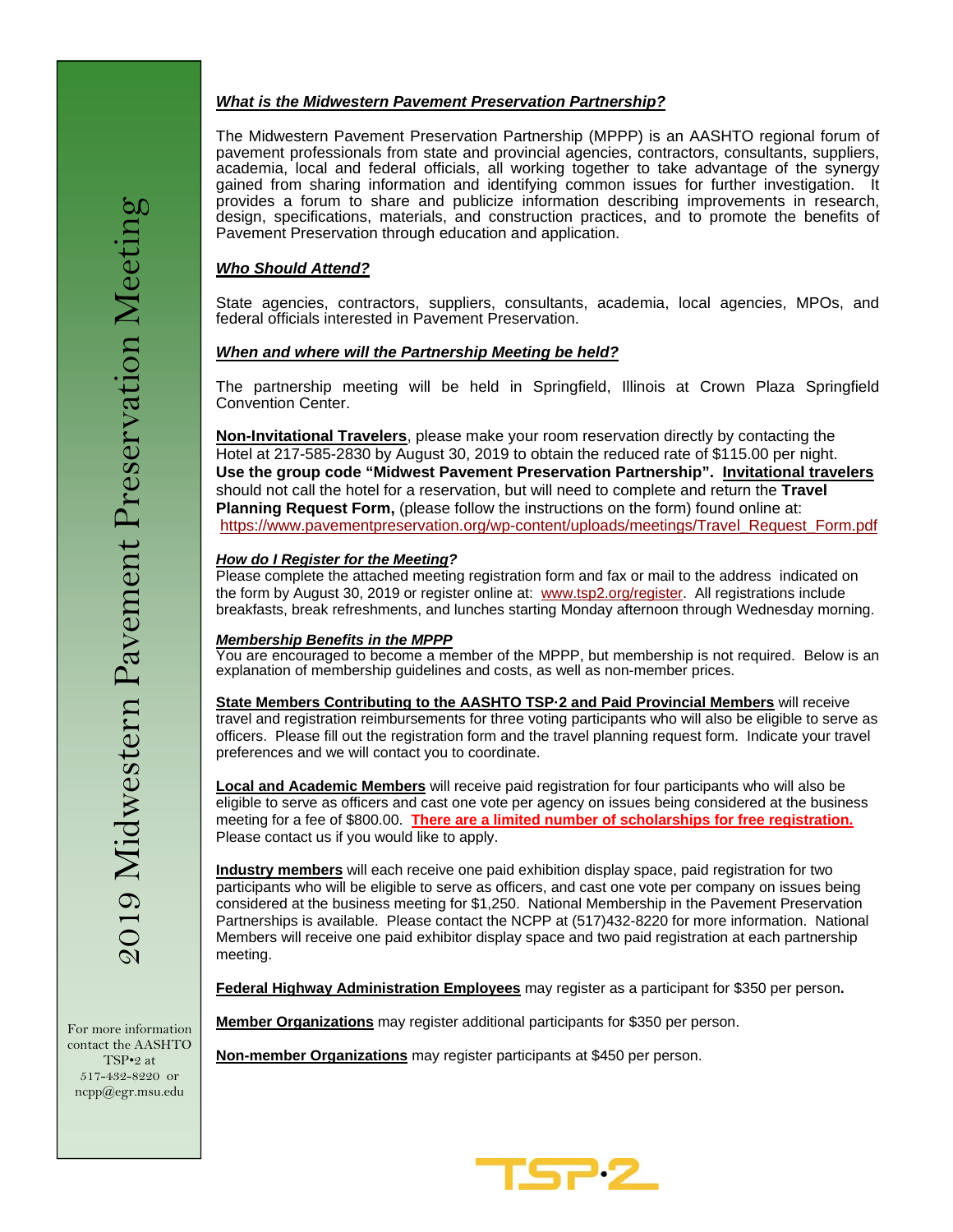2019 Midwestern Pavement Preservation Meeting

### *What is the Midwestern Pavement Preservation Partnership?*

The Midwestern Pavement Preservation Partnership (MPPP) is an AASHTO regional forum of pavement professionals from state and provincial agencies, contractors, consultants, suppliers, academia, local and federal officials, all working together to take advantage of the synergy gained from sharing information and identifying common issues for further investigation. It provides a forum to share and publicize information describing improvements in research, design, specifications, materials, and construction practices, and to promote the benefits of Pavement Preservation through education and application.

### *Who Should Attend?*

State agencies, contractors, suppliers, consultants, academia, local agencies, MPOs, and federal officials interested in Pavement Preservation.

### *When and where will the Partnership Meeting be held?*

The partnership meeting will be held in Springfield, Illinois at Crown Plaza Springfield Convention Center.

**Non-Invitational Travelers**, please make your room reservation directly by contacting the Hotel at 217-585-2830 by August 30, 2019 to obtain the reduced rate of $115.00 per night. **Use the group code "Midwest Pavement Preservation Partnership". Invitational travelers** should not call the hotel for a reservation, but will need to complete and return the **Travel Planning Request Form,** (please follow the instructions on the form) found online at: https://www.pavementpreservation.org/wp-content/uploads/meetings/Travel_Request_Form.pdf

### *How do I Register for the Meeting?*

Please complete the attached meeting registration form and fax or mail to the address indicated on the form by August 30, 2019 or register online at: www.tsp2.org/register. All registrations include breakfasts, break refreshments, and lunches starting Monday afternoon through Wednesday morning.

### *Membership Benefits in the MPPP*

You are encouraged to become a member of the MPPP, but membership is not required. Below is an explanation of membership guidelines and costs, as well as non-member prices.

**State Members Contributing to the AASHTO TSP·2 and Paid Provincial Members** will receive travel and registration reimbursements for three voting participants who will also be eligible to serve as officers. Please fill out the registration form and the travel planning request form. Indicate your travel preferences and we will contact you to coordinate.

**Local and Academic Members** will receive paid registration for four participants who will also be eligible to serve as officers and cast one vote per agency on issues being considered at the business meeting for a fee of $800.00. **There are a limited number of scholarships for free registration.** Please contact us if you would like to apply.

**Industry members** will each receive one paid exhibition display space, paid registration for two participants who will be eligible to serve as officers, and cast one vote per company on issues being considered at the business meeting for $1,250. National Membership in the Pavement Preservation Partnerships is available. Please contact the NCPP at (517)432-8220 for more information. National Members will receive one paid exhibitor display space and two paid registration at each partnership meeting.

**Federal Highway Administration Employees** may register as a participant for $350 per person**.**

**Member Organizations** may register additional participants for $350 per person.

**Non-member Organizations** may register participants at $450 per person.

For more information contact the AASHTO TSP•2 at 517-432-8220 or ncpp@egr.msu.edu

TSP·2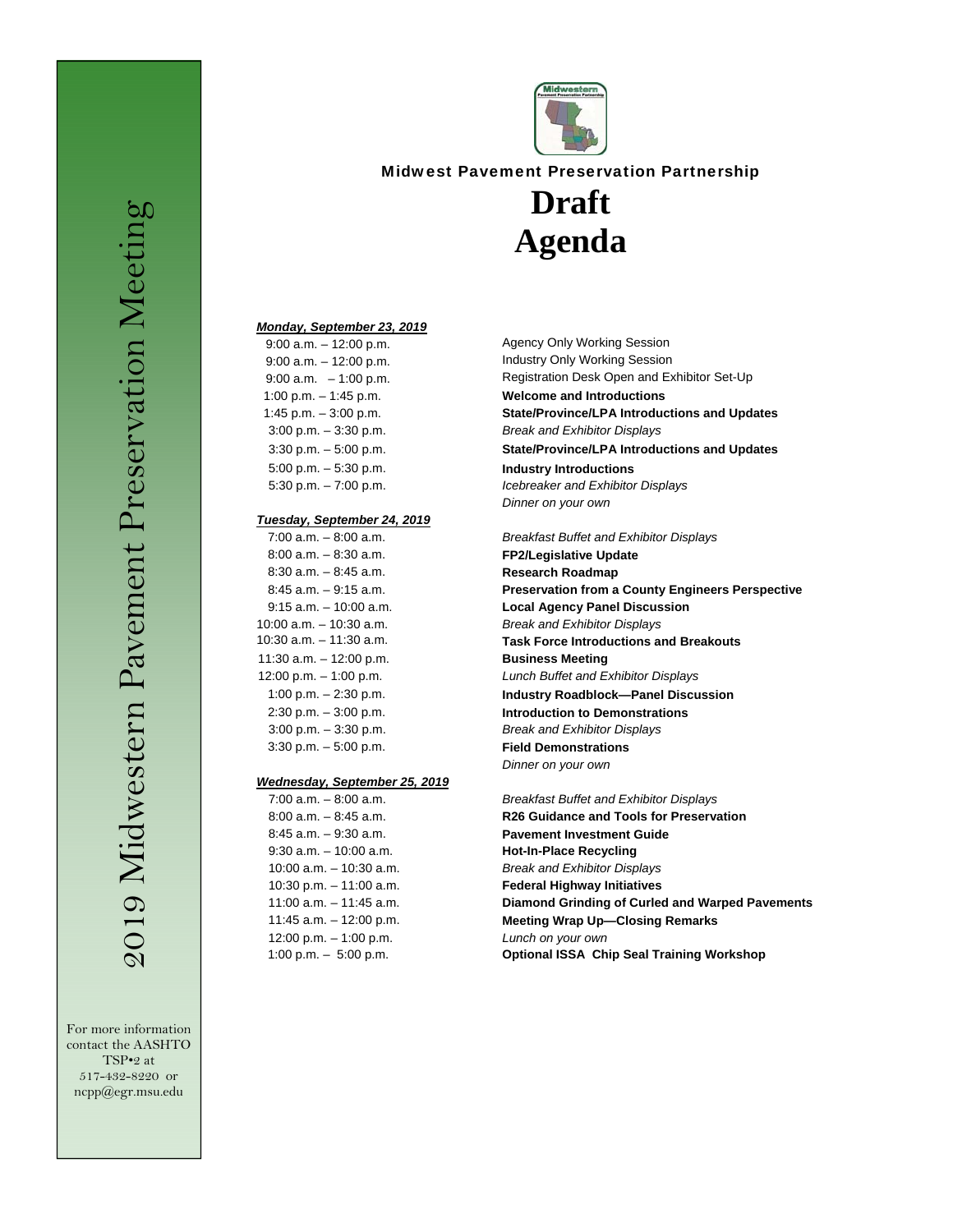2019 Midwestern Pavement Preservation Meeting

For more information contact the AASHTO TSP•2 at 517-432-8220 or ncpp@egr.msu.edu

**Midwest Pavement Preservation Partnership**

# Draft Agenda

***Monday, September 23, 2019***

| Time | Session |
| --- | --- |
| 9:00 a.m. – 12:00 p.m. | Agency Only Working Session |
| 9:00 a.m. – 12:00 p.m. | Industry Only Working Session |
| 9:00 a.m. – 1:00 p.m. | Registration Desk Open and Exhibitor Set-Up |
| 1:00 p.m. – 1:45 p.m. | **Welcome and Introductions** |
| 1:45 p.m. – 3:00 p.m. | **State/Province/LPA Introductions and Updates** |
| 3:00 p.m. – 3:30 p.m. | *Break and Exhibitor Displays* |
| 3:30 p.m. – 5:00 p.m. | **State/Province/LPA Introductions and Updates** |
| 5:00 p.m. – 5:30 p.m. | **Industry Introductions** |
| 5:30 p.m. – 7:00 p.m. | *Icebreaker and Exhibitor Displays* |
| | *Dinner on your own* |

***Tuesday, September 24, 2019***

| Time | Session |
| --- | --- |
| 7:00 a.m. – 8:00 a.m. | *Breakfast Buffet and Exhibitor Displays* |
| 8:00 a.m. – 8:30 a.m. | **FP2/Legislative Update** |
| 8:30 a.m. – 8:45 a.m. | **Research Roadmap** |
| 8:45 a.m. – 9:15 a.m. | **Preservation from a County Engineers Perspective** |
| 9:15 a.m. – 10:00 a.m. | **Local Agency Panel Discussion** |
| 10:00 a.m. – 10:30 a.m. | *Break and Exhibitor Displays* |
| 10:30 a.m. – 11:30 a.m. | **Task Force Introductions and Breakouts** |
| 11:30 a.m. – 12:00 p.m. | **Business Meeting** |
| 12:00 p.m. – 1:00 p.m. | *Lunch Buffet and Exhibitor Displays* |
| 1:00 p.m. – 2:30 p.m. | **Industry Roadblock—Panel Discussion** |
| 2:30 p.m. – 3:00 p.m. | **Introduction to Demonstrations** |
| 3:00 p.m. – 3:30 p.m. | *Break and Exhibitor Displays* |
| 3:30 p.m. – 5:00 p.m. | **Field Demonstrations** |
| | *Dinner on your own* |

***Wednesday, September 25, 2019***

| Time | Session |
| --- | --- |
| 7:00 a.m. – 8:00 a.m. | *Breakfast Buffet and Exhibitor Displays* |
| 8:00 a.m. – 8:45 a.m. | **R26 Guidance and Tools for Preservation** |
| 8:45 a.m. – 9:30 a.m. | **Pavement Investment Guide** |
| 9:30 a.m. – 10:00 a.m. | **Hot-In-Place Recycling** |
| 10:00 a.m. – 10:30 a.m. | *Break and Exhibitor Displays* |
| 10:30 p.m. – 11:00 a.m. | **Federal Highway Initiatives** |
| 11:00 a.m. – 11:45 a.m. | **Diamond Grinding of Curled and Warped Pavements** |
| 11:45 a.m. – 12:00 p.m. | **Meeting Wrap Up—Closing Remarks** |
| 12:00 p.m. – 1:00 p.m. | *Lunch on your own* |
| 1:00 p.m. – 5:00 p.m. | **Optional ISSA Chip Seal Training Workshop** |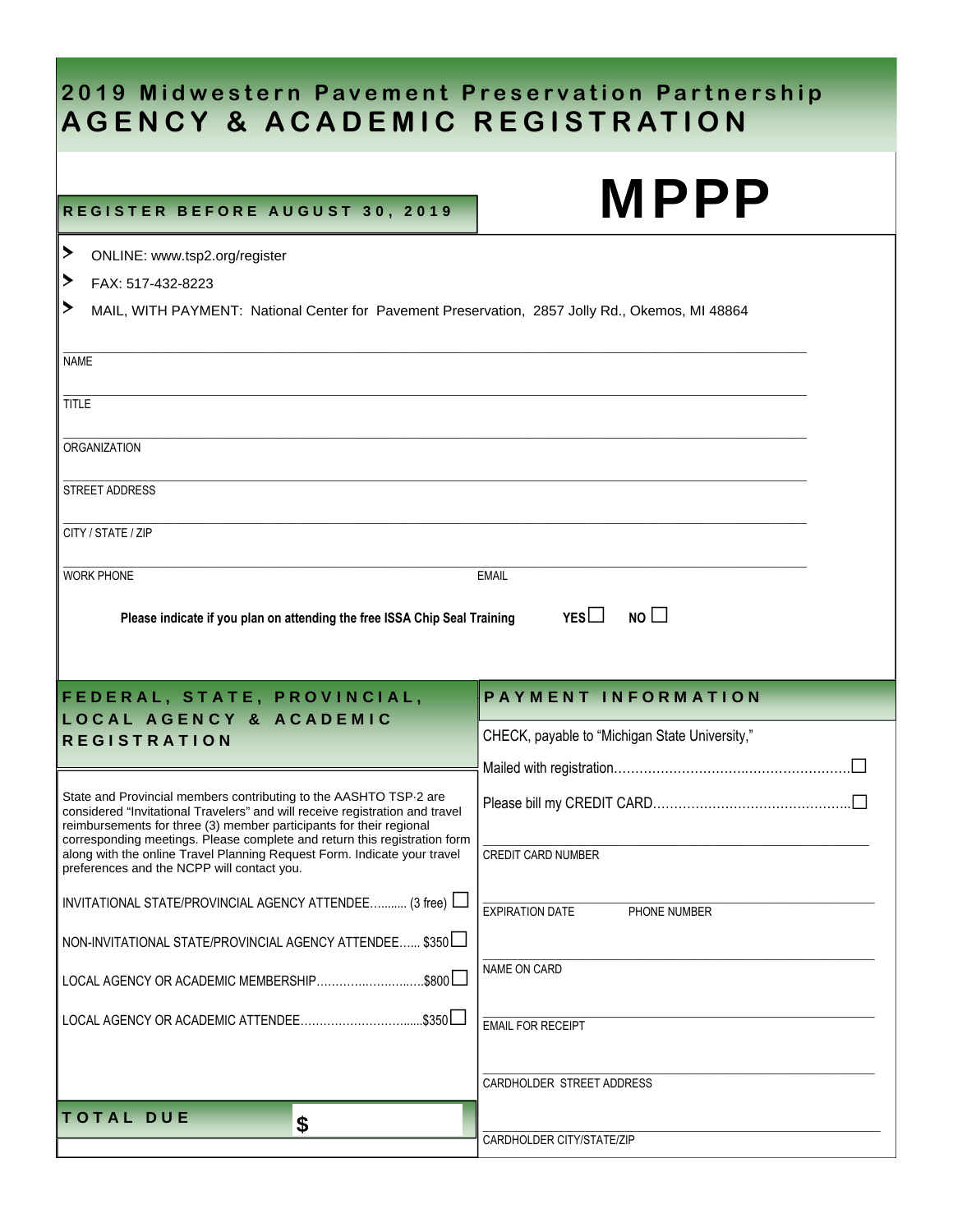# 2019 Midwestern Pavement Preservation Partnership
# AGENCY & ACADEMIC REGISTRATION

**REGISTER BEFORE AUGUST 30, 2019**

# MPPP

- ONLINE: www.tsp2.org/register
- FAX: 517-432-8223
- MAIL, WITH PAYMENT: National Center for Pavement Preservation, 2857 Jolly Rd., Okemos, MI 48864

NAME ____________________

TITLE ____________________

ORGANIZATION ____________________

STREET ADDRESS ____________________

CITY / STATE / ZIP ____________________

WORK PHONE ____________________ EMAIL ____________________

**Please indicate if you plan on attending the free ISSA Chip Seal Training** **YES** ☐ **NO** ☐

## FEDERAL, STATE, PROVINCIAL, LOCAL AGENCY & ACADEMIC REGISTRATION

State and Provincial members contributing to the AASHTO TSP·2 are considered "Invitational Travelers" and will receive registration and travel reimbursements for three (3) member participants for their regional corresponding meetings. Please complete and return this registration form along with the online Travel Planning Request Form. Indicate your travel preferences and the NCPP will contact you.

INVITATIONAL STATE/PROVINCIAL AGENCY ATTENDEE.......... (3 free) ☐

NON-INVITATIONAL STATE/PROVINCIAL AGENCY ATTENDEE...... $350 ☐

LOCAL AGENCY OR ACADEMIC MEMBERSHIP............................$800 ☐

LOCAL AGENCY OR ACADEMIC ATTENDEE................................$350 ☐

**TOTAL DUE** $

## PAYMENT INFORMATION

CHECK, payable to "Michigan State University,"

Mailed with registration.......................................................☐

Please bill my CREDIT CARD..............................................☐

CREDIT CARD NUMBER ____________________

EXPIRATION DATE ____________________ PHONE NUMBER ____________________

NAME ON CARD ____________________

EMAIL FOR RECEIPT ____________________

CARDHOLDER STREET ADDRESS ____________________

CARDHOLDER CITY/STATE/ZIP ____________________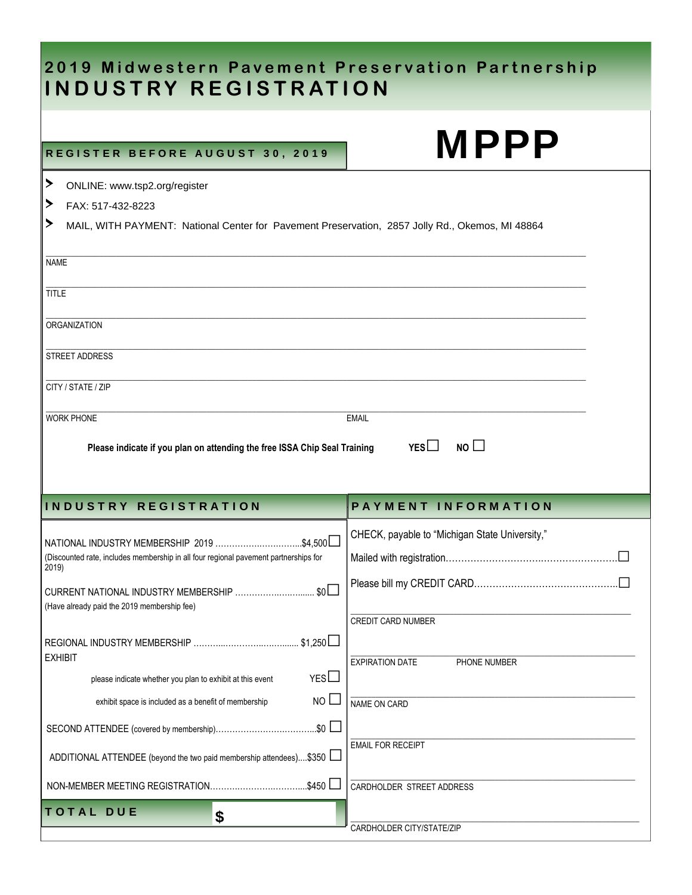# 2019 Midwestern Pavement Preservation Partnership
# INDUSTRY REGISTRATION

**REGISTER BEFORE AUGUST 30, 2019**

**MPPP**

- ONLINE: www.tsp2.org/register
- FAX: 517-432-8223
- MAIL, WITH PAYMENT: National Center for Pavement Preservation, 2857 Jolly Rd., Okemos, MI 48864

NAME ______________________________

TITLE ______________________________

ORGANIZATION ______________________________

STREET ADDRESS ______________________________

CITY / STATE / ZIP ______________________________

WORK PHONE ______________________________ EMAIL ______________________________

**Please indicate if you plan on attending the free ISSA Chip Seal Training** **YES**☐ **NO** ☐

## INDUSTRY REGISTRATION

NATIONAL INDUSTRY MEMBERSHIP 2019 ……………………………$4,500☐
(Discounted rate, includes membership in all four regional pavement partnerships for 2019)

CURRENT NATIONAL INDUSTRY MEMBERSHIP ……………………… $0☐
(Have already paid the 2019 membership fee)

REGIONAL INDUSTRY MEMBERSHIP ………………………………… $1,250☐

EXHIBIT

please indicate whether you plan to exhibit at this event YES☐

exhibit space is included as a benefit of membership NO ☐

SECOND ATTENDEE (covered by membership)…………………………………$0 ☐

ADDITIONAL ATTENDEE (beyond the two paid membership attendees)....$350 ☐

NON-MEMBER MEETING REGISTRATION……………………………….$450 ☐

**TOTAL DUE** **$**

## PAYMENT INFORMATION

CHECK, payable to “Michigan State University,”

Mailed with registration…………………………………………………☐

Please bill my CREDIT CARD……………………………………………☐

CREDIT CARD NUMBER ______________________________

EXPIRATION DATE ______________ PHONE NUMBER ______________

NAME ON CARD ______________________________

EMAIL FOR RECEIPT ______________________________

CARDHOLDER STREET ADDRESS ______________________________

CARDHOLDER CITY/STATE/ZIP ______________________________